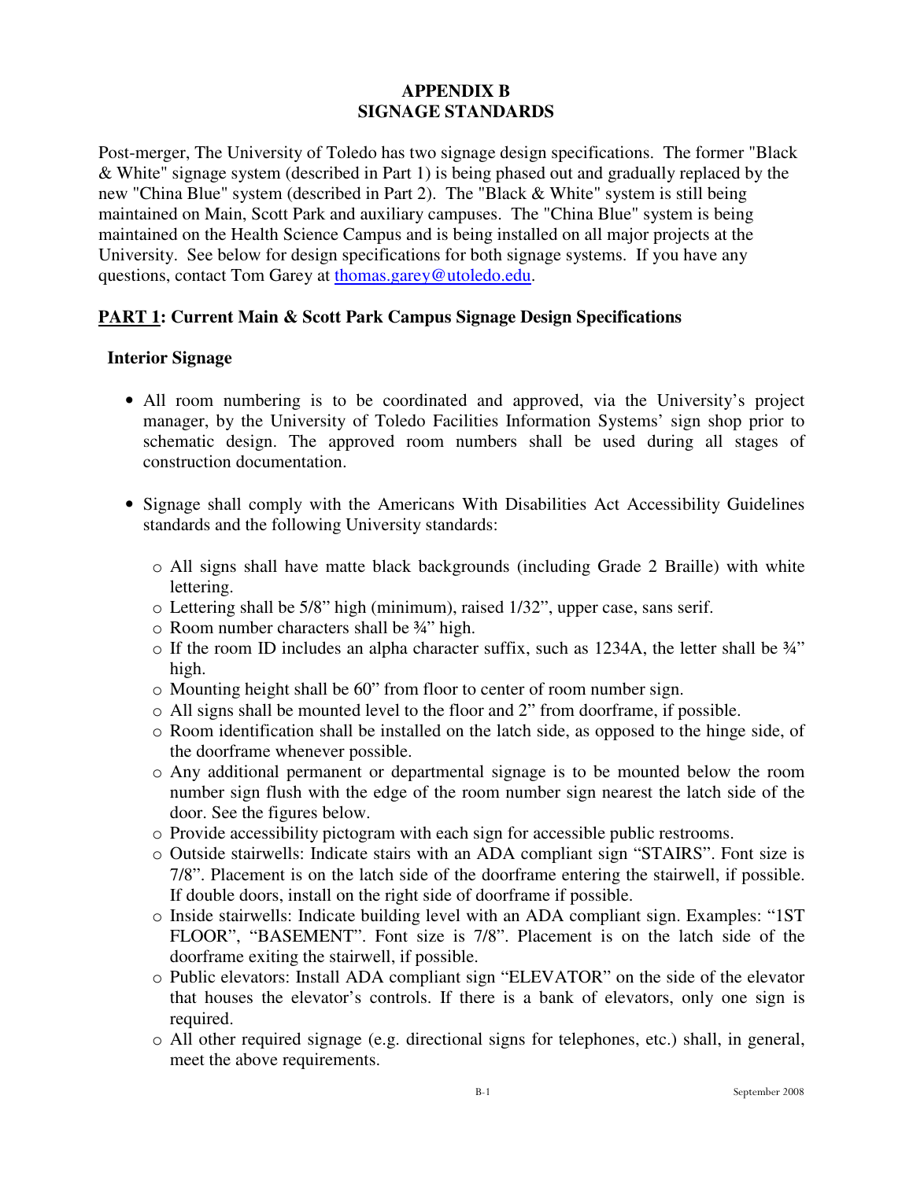# APPENDIX B
# SIGNAGE STANDARDS

Post-merger, The University of Toledo has two signage design specifications. The former "Black & White" signage system (described in Part 1) is being phased out and gradually replaced by the new "China Blue" system (described in Part 2). The "Black & White" system is still being maintained on Main, Scott Park and auxiliary campuses. The "China Blue" system is being maintained on the Health Science Campus and is being installed on all major projects at the University. See below for design specifications for both signage systems. If you have any questions, contact Tom Garey at thomas.garey@utoledo.edu.

## PART 1: Current Main & Scott Park Campus Signage Design Specifications

### Interior Signage

- All room numbering is to be coordinated and approved, via the University's project manager, by the University of Toledo Facilities Information Systems' sign shop prior to schematic design. The approved room numbers shall be used during all stages of construction documentation.

- Signage shall comply with the Americans With Disabilities Act Accessibility Guidelines standards and the following University standards:
  - All signs shall have matte black backgrounds (including Grade 2 Braille) with white lettering.
  - Lettering shall be 5/8" high (minimum), raised 1/32", upper case, sans serif.
  - Room number characters shall be ¾" high.
  - If the room ID includes an alpha character suffix, such as 1234A, the letter shall be ¾" high.
  - Mounting height shall be 60" from floor to center of room number sign.
  - All signs shall be mounted level to the floor and 2" from doorframe, if possible.
  - Room identification shall be installed on the latch side, as opposed to the hinge side, of the doorframe whenever possible.
  - Any additional permanent or departmental signage is to be mounted below the room number sign flush with the edge of the room number sign nearest the latch side of the door. See the figures below.
  - Provide accessibility pictogram with each sign for accessible public restrooms.
  - Outside stairwells: Indicate stairs with an ADA compliant sign "STAIRS". Font size is 7/8". Placement is on the latch side of the doorframe entering the stairwell, if possible. If double doors, install on the right side of doorframe if possible.
  - Inside stairwells: Indicate building level with an ADA compliant sign. Examples: "1ST FLOOR", "BASEMENT". Font size is 7/8". Placement is on the latch side of the doorframe exiting the stairwell, if possible.
  - Public elevators: Install ADA compliant sign "ELEVATOR" on the side of the elevator that houses the elevator's controls. If there is a bank of elevators, only one sign is required.
  - All other required signage (e.g. directional signs for telephones, etc.) shall, in general, meet the above requirements.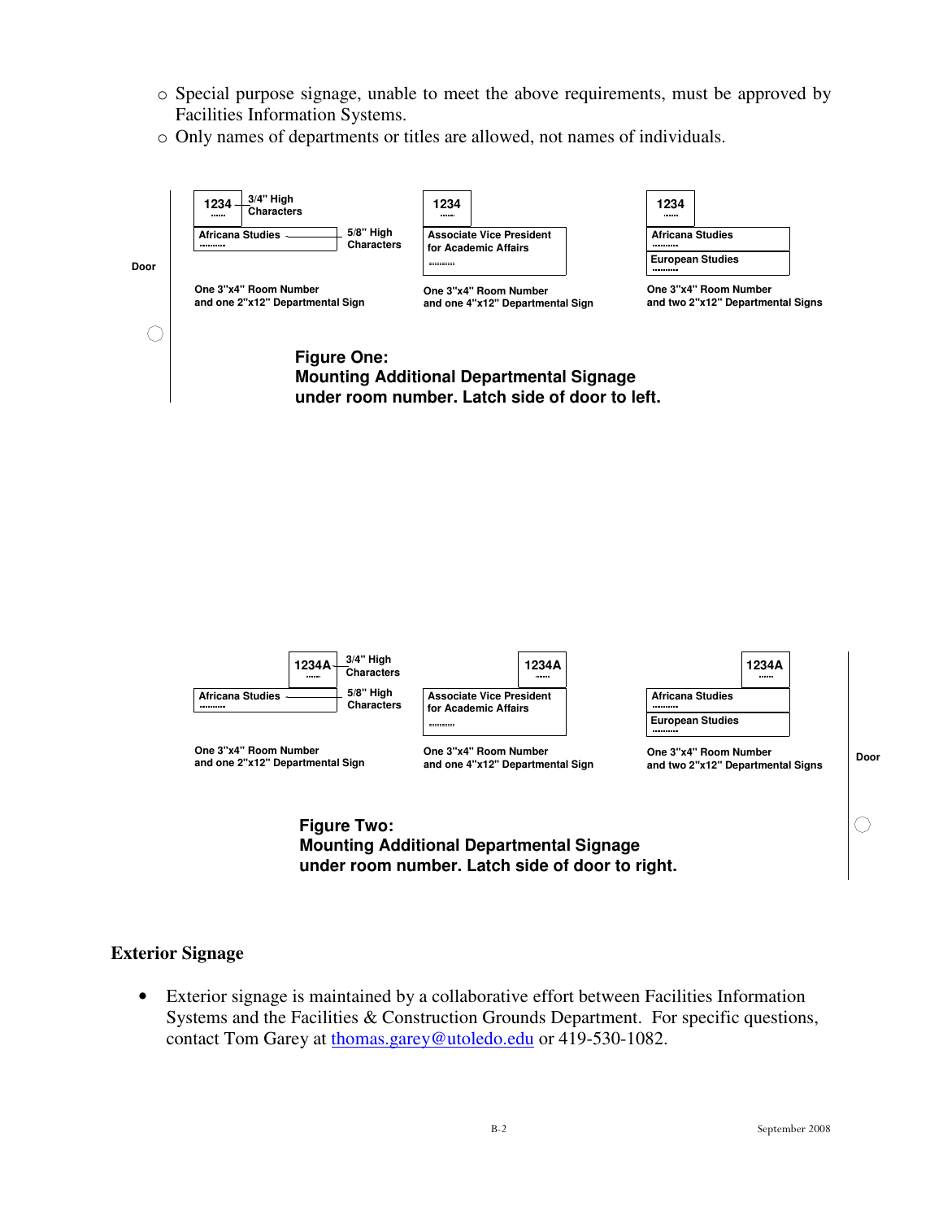- Special purpose signage, unable to meet the above requirements, must be approved by Facilities Information Systems.
- Only names of departments or titles are allowed, not names of individuals.

Door

1234 — 3/4" High Characters

Africana Studies — 5/8" High Characters

One 3"x4" Room Number and one 2"x12" Departmental Sign

1234

Associate Vice President for Academic Affairs

One 3"x4" Room Number and one 4"x12" Departmental Sign

1234

Africana Studies

European Studies

One 3"x4" Room Number and two 2"x12" Departmental Signs

**Figure One: Mounting Additional Departmental Signage under room number. Latch side of door to left.**

1234A — 3/4" High Characters

Africana Studies — 5/8" High Characters

One 3"x4" Room Number and one 2"x12" Departmental Sign

1234A

Associate Vice President for Academic Affairs

One 3"x4" Room Number and one 4"x12" Departmental Sign

1234A

Africana Studies

European Studies

One 3"x4" Room Number and two 2"x12" Departmental Signs

Door

**Figure Two: Mounting Additional Departmental Signage under room number. Latch side of door to right.**

## Exterior Signage

- Exterior signage is maintained by a collaborative effort between Facilities Information Systems and the Facilities & Construction Grounds Department. For specific questions, contact Tom Garey at thomas.garey@utoledo.edu or 419-530-1082.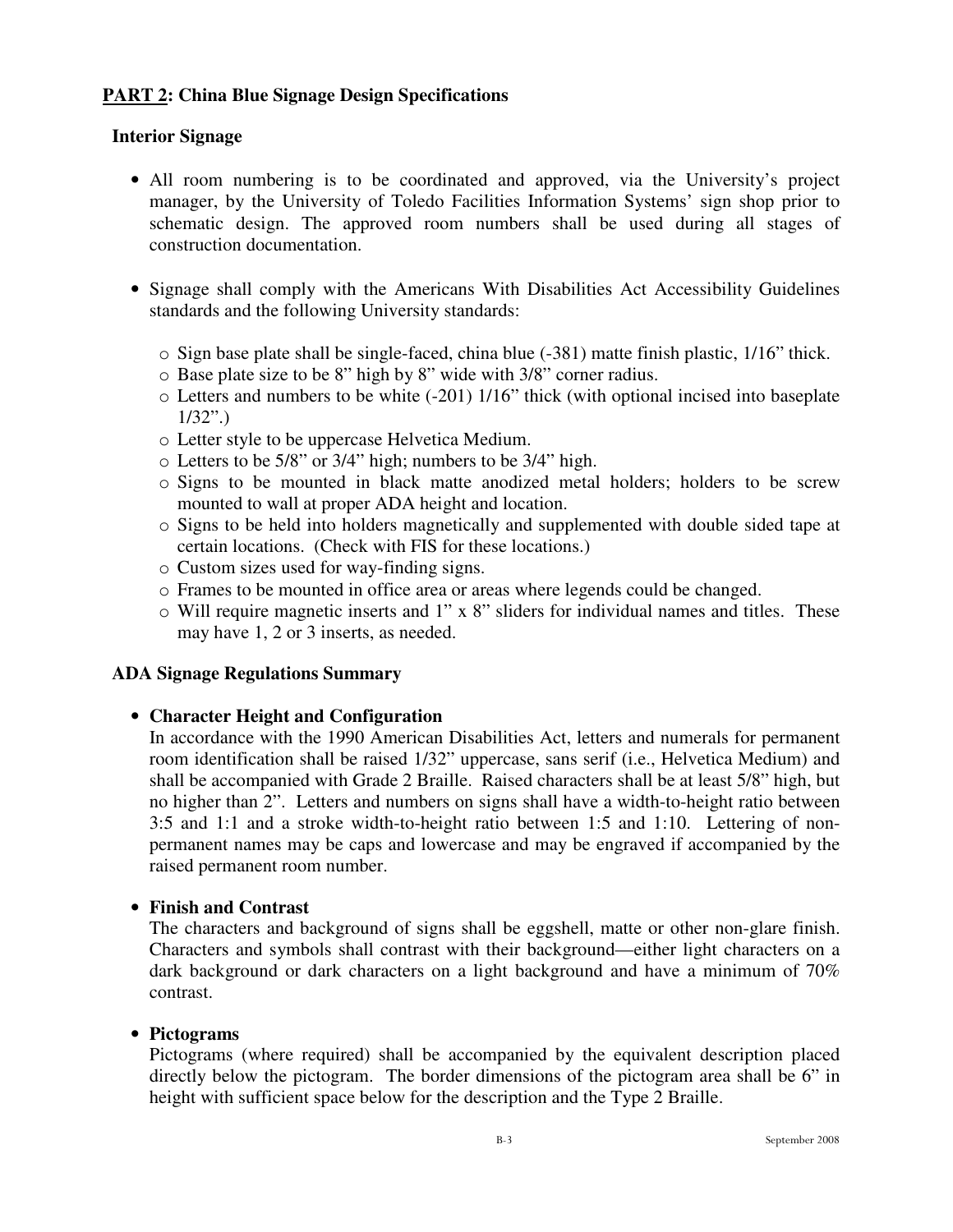## PART 2: China Blue Signage Design Specifications

### Interior Signage

- All room numbering is to be coordinated and approved, via the University's project manager, by the University of Toledo Facilities Information Systems' sign shop prior to schematic design. The approved room numbers shall be used during all stages of construction documentation.

- Signage shall comply with the Americans With Disabilities Act Accessibility Guidelines standards and the following University standards:

  - Sign base plate shall be single-faced, china blue (-381) matte finish plastic, 1/16" thick.
  - Base plate size to be 8" high by 8" wide with 3/8" corner radius.
  - Letters and numbers to be white (-201) 1/16" thick (with optional incised into baseplate 1/32".)
  - Letter style to be uppercase Helvetica Medium.
  - Letters to be 5/8" or 3/4" high; numbers to be 3/4" high.
  - Signs to be mounted in black matte anodized metal holders; holders to be screw mounted to wall at proper ADA height and location.
  - Signs to be held into holders magnetically and supplemented with double sided tape at certain locations. (Check with FIS for these locations.)
  - Custom sizes used for way-finding signs.
  - Frames to be mounted in office area or areas where legends could be changed.
  - Will require magnetic inserts and 1" x 8" sliders for individual names and titles. These may have 1, 2 or 3 inserts, as needed.

### ADA Signage Regulations Summary

- **Character Height and Configuration**
  In accordance with the 1990 American Disabilities Act, letters and numerals for permanent room identification shall be raised 1/32" uppercase, sans serif (i.e., Helvetica Medium) and shall be accompanied with Grade 2 Braille. Raised characters shall be at least 5/8" high, but no higher than 2". Letters and numbers on signs shall have a width-to-height ratio between 3:5 and 1:1 and a stroke width-to-height ratio between 1:5 and 1:10. Lettering of non-permanent names may be caps and lowercase and may be engraved if accompanied by the raised permanent room number.

- **Finish and Contrast**
  The characters and background of signs shall be eggshell, matte or other non-glare finish. Characters and symbols shall contrast with their background—either light characters on a dark background or dark characters on a light background and have a minimum of 70% contrast.

- **Pictograms**
  Pictograms (where required) shall be accompanied by the equivalent description placed directly below the pictogram. The border dimensions of the pictogram area shall be 6" in height with sufficient space below for the description and the Type 2 Braille.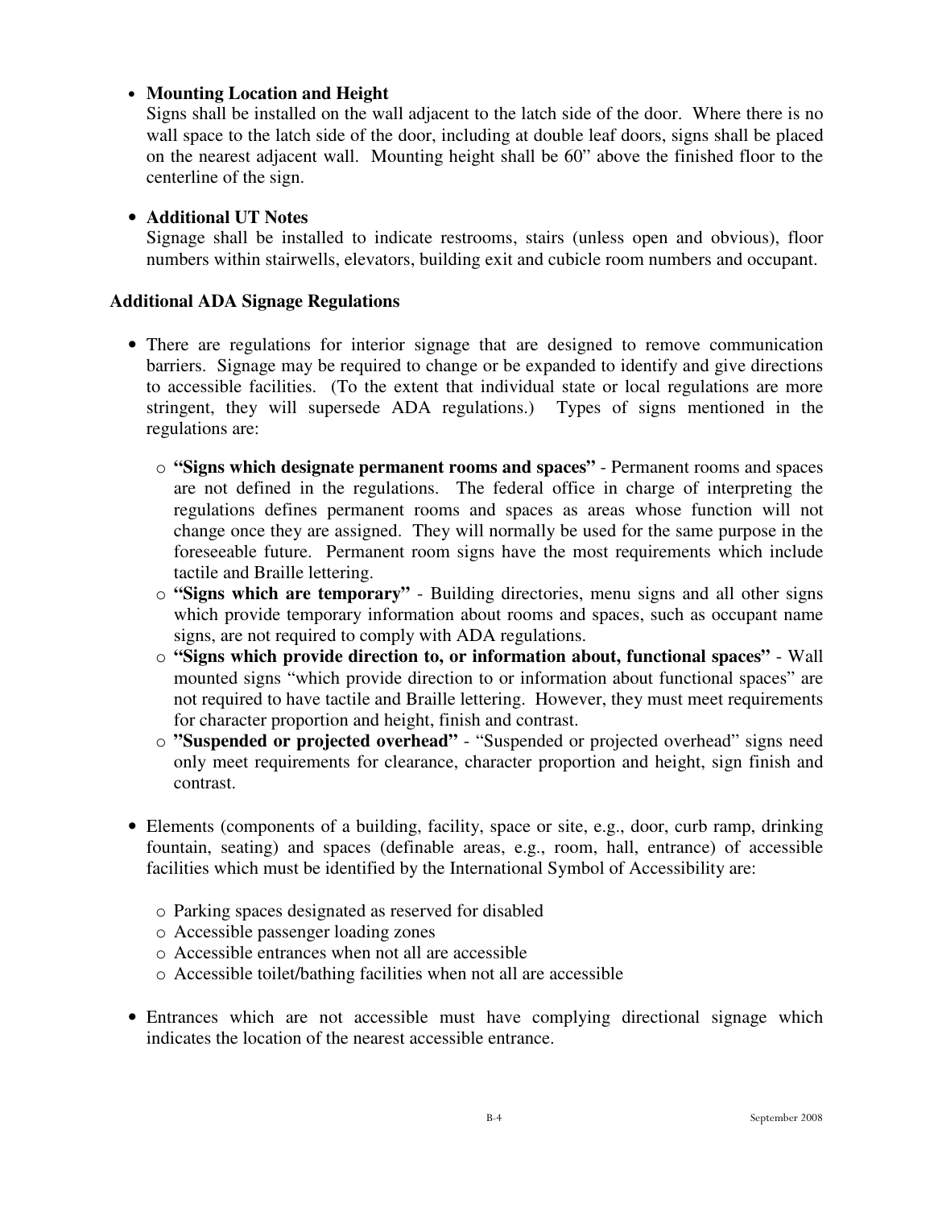- **Mounting Location and Height**
  Signs shall be installed on the wall adjacent to the latch side of the door. Where there is no wall space to the latch side of the door, including at double leaf doors, signs shall be placed on the nearest adjacent wall. Mounting height shall be 60" above the finished floor to the centerline of the sign.

- **Additional UT Notes**
  Signage shall be installed to indicate restrooms, stairs (unless open and obvious), floor numbers within stairwells, elevators, building exit and cubicle room numbers and occupant.

**Additional ADA Signage Regulations**

- There are regulations for interior signage that are designed to remove communication barriers. Signage may be required to change or be expanded to identify and give directions to accessible facilities. (To the extent that individual state or local regulations are more stringent, they will supersede ADA regulations.) Types of signs mentioned in the regulations are:
  - **"Signs which designate permanent rooms and spaces"** - Permanent rooms and spaces are not defined in the regulations. The federal office in charge of interpreting the regulations defines permanent rooms and spaces as areas whose function will not change once they are assigned. They will normally be used for the same purpose in the foreseeable future. Permanent room signs have the most requirements which include tactile and Braille lettering.
  - **"Signs which are temporary"** - Building directories, menu signs and all other signs which provide temporary information about rooms and spaces, such as occupant name signs, are not required to comply with ADA regulations.
  - **"Signs which provide direction to, or information about, functional spaces"** - Wall mounted signs "which provide direction to or information about functional spaces" are not required to have tactile and Braille lettering. However, they must meet requirements for character proportion and height, finish and contrast.
  - **"Suspended or projected overhead"** - "Suspended or projected overhead" signs need only meet requirements for clearance, character proportion and height, sign finish and contrast.

- Elements (components of a building, facility, space or site, e.g., door, curb ramp, drinking fountain, seating) and spaces (definable areas, e.g., room, hall, entrance) of accessible facilities which must be identified by the International Symbol of Accessibility are:
  - Parking spaces designated as reserved for disabled
  - Accessible passenger loading zones
  - Accessible entrances when not all are accessible
  - Accessible toilet/bathing facilities when not all are accessible

- Entrances which are not accessible must have complying directional signage which indicates the location of the nearest accessible entrance.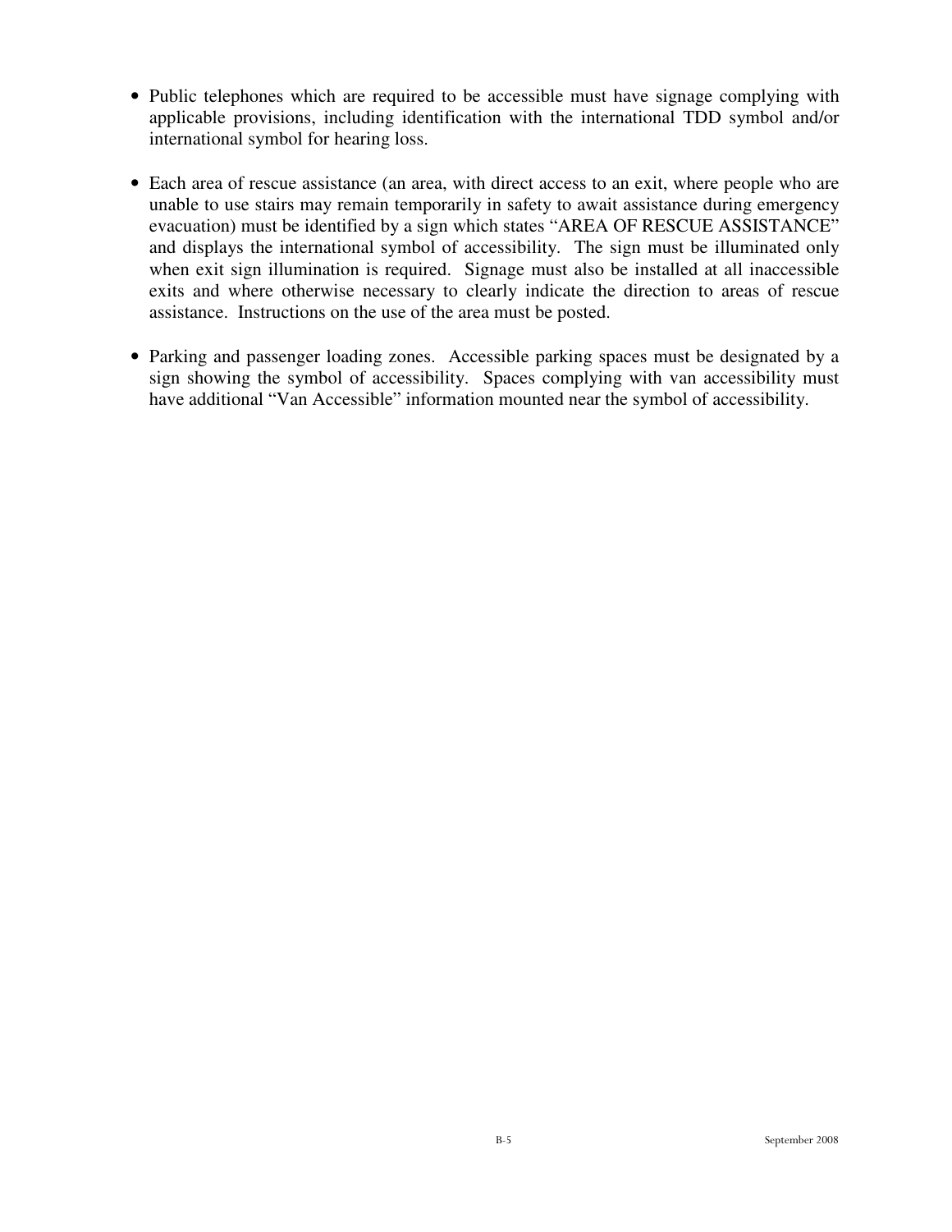- Public telephones which are required to be accessible must have signage complying with applicable provisions, including identification with the international TDD symbol and/or international symbol for hearing loss.

- Each area of rescue assistance (an area, with direct access to an exit, where people who are unable to use stairs may remain temporarily in safety to await assistance during emergency evacuation) must be identified by a sign which states "AREA OF RESCUE ASSISTANCE" and displays the international symbol of accessibility. The sign must be illuminated only when exit sign illumination is required. Signage must also be installed at all inaccessible exits and where otherwise necessary to clearly indicate the direction to areas of rescue assistance. Instructions on the use of the area must be posted.

- Parking and passenger loading zones. Accessible parking spaces must be designated by a sign showing the symbol of accessibility. Spaces complying with van accessibility must have additional "Van Accessible" information mounted near the symbol of accessibility.